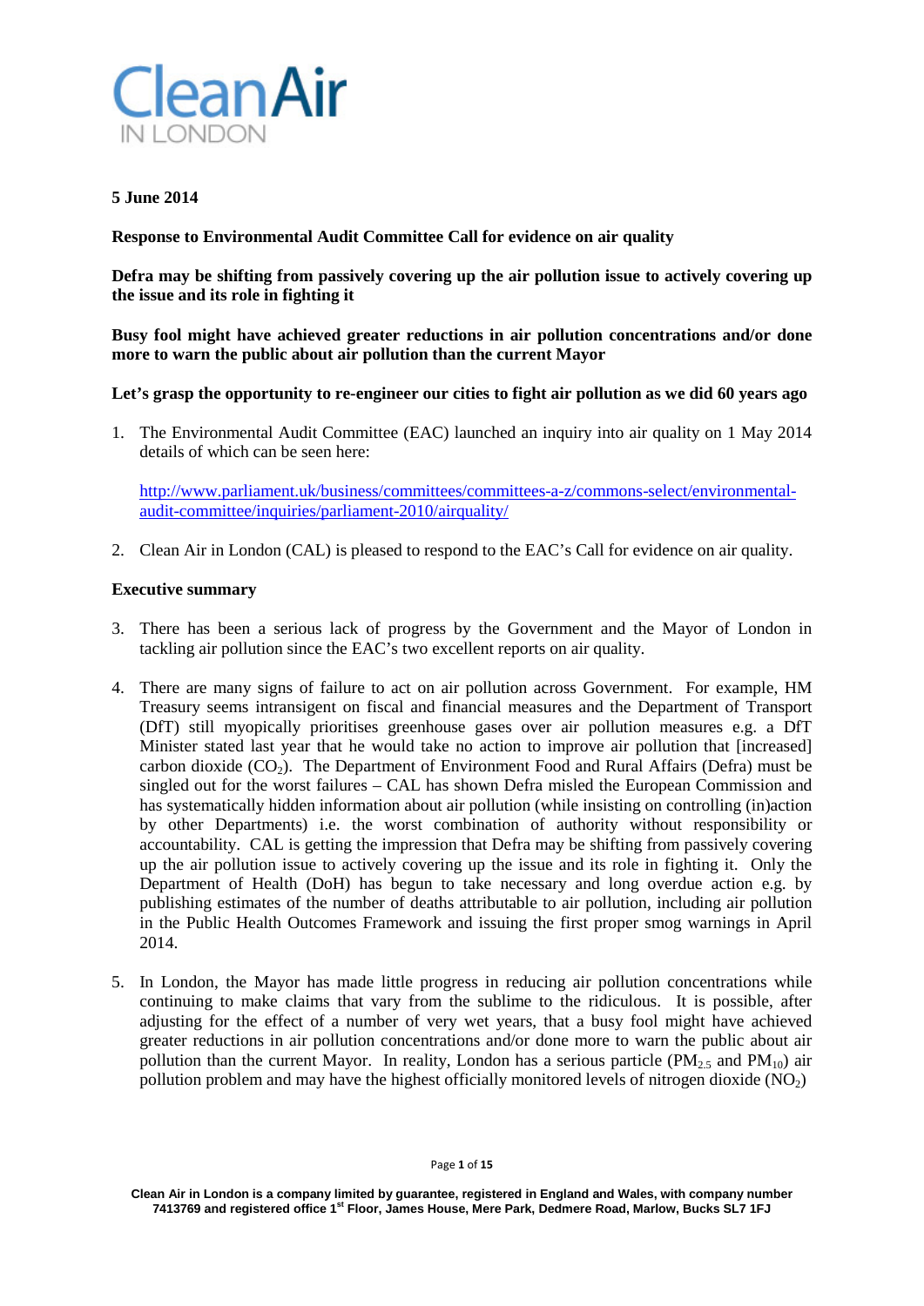**5 June 2014**

**Response to Environmental Audit Committee Call for evidence on air quality**

**Defra may be shifting from passively covering up the air pollution issue to actively covering up the issue and its role in fighting it**

**Busy fool might have achieved greater reductions in air pollution concentrations and/or done more to warn the public about air pollution than the current Mayor**

**Let's grasp the opportunity to re-engineer our cities to fight air pollution as we did 60 years ago**

1. The Environmental Audit Committee (EAC) launched an inquiry into air quality on 1 May 2014 details of which can be seen here:

   [http://www.parliament.uk/business/committees/committees-a-z/commons-select/environmental-audit-committee/inquiries/parliament-2010/airquality/](http://www.parliament.uk/business/committees/committees-a-z/commons-select/environmental-audit-committee/inquiries/parliament-2010/airquality/)

2. Clean Air in London (CAL) is pleased to respond to the EAC's Call for evidence on air quality.

**Executive summary**

3. There has been a serious lack of progress by the Government and the Mayor of London in tackling air pollution since the EAC's two excellent reports on air quality.

4. There are many signs of failure to act on air pollution across Government. For example, HM Treasury seems intransigent on fiscal and financial measures and the Department of Transport (DfT) still myopically prioritises greenhouse gases over air pollution measures e.g. a DfT Minister stated last year that he would take no action to improve air pollution that [increased] carbon dioxide ($CO_2$). The Department of Environment Food and Rural Affairs (Defra) must be singled out for the worst failures – CAL has shown Defra misled the European Commission and has systematically hidden information about air pollution (while insisting on controlling (in)action by other Departments) i.e. the worst combination of authority without responsibility or accountability. CAL is getting the impression that Defra may be shifting from passively covering up the air pollution issue to actively covering up the issue and its role in fighting it. Only the Department of Health (DoH) has begun to take necessary and long overdue action e.g. by publishing estimates of the number of deaths attributable to air pollution, including air pollution in the Public Health Outcomes Framework and issuing the first proper smog warnings in April 2014.

5. In London, the Mayor has made little progress in reducing air pollution concentrations while continuing to make claims that vary from the sublime to the ridiculous. It is possible, after adjusting for the effect of a number of very wet years, that a busy fool might have achieved greater reductions in air pollution concentrations and/or done more to warn the public about air pollution than the current Mayor. In reality, London has a serious particle ($PM_{2.5}$ and $PM_{10}$) air pollution problem and may have the highest officially monitored levels of nitrogen dioxide ($NO_2$)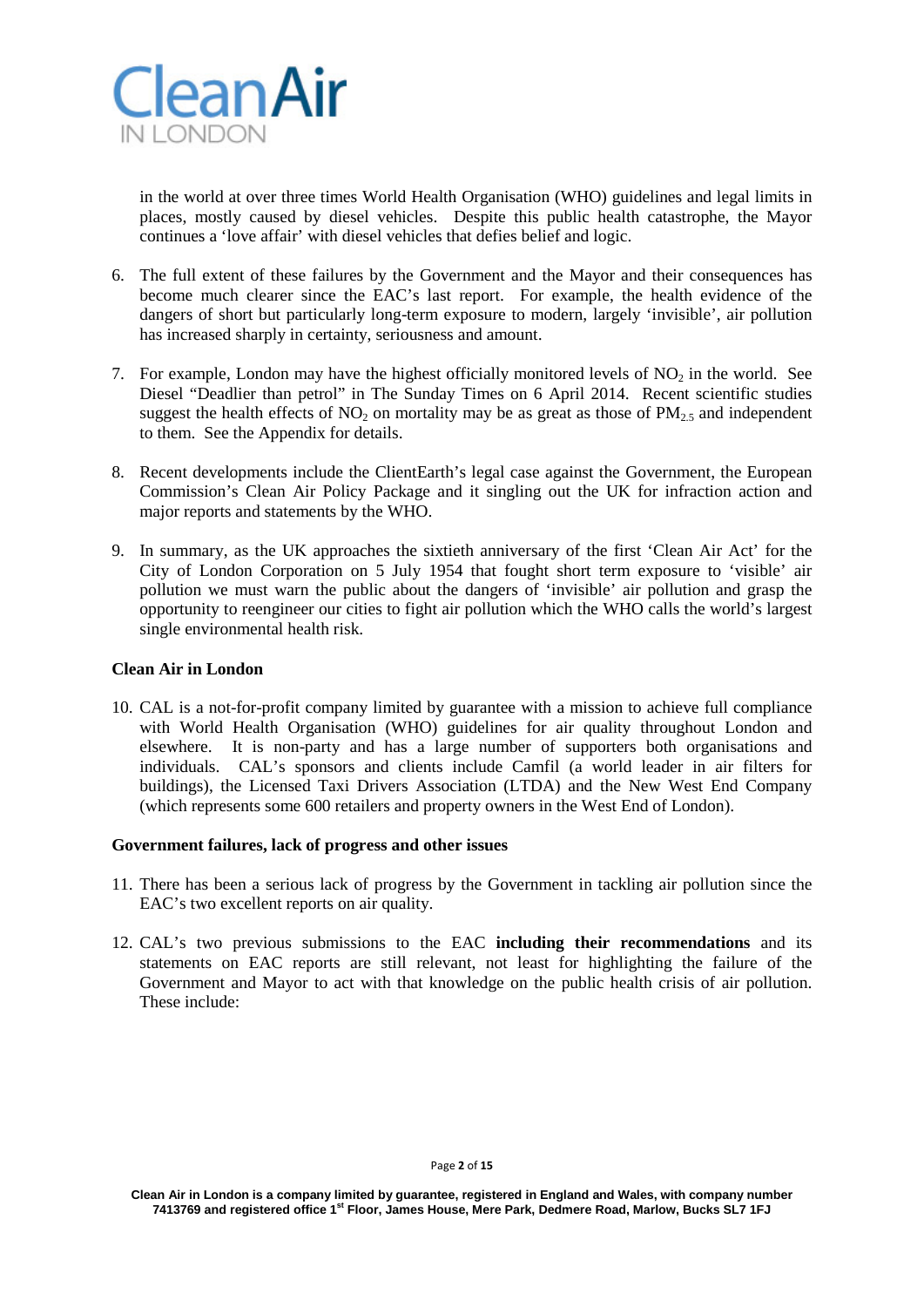in the world at over three times World Health Organisation (WHO) guidelines and legal limits in places, mostly caused by diesel vehicles. Despite this public health catastrophe, the Mayor continues a 'love affair' with diesel vehicles that defies belief and logic.

6. The full extent of these failures by the Government and the Mayor and their consequences has become much clearer since the EAC's last report. For example, the health evidence of the dangers of short but particularly long-term exposure to modern, largely 'invisible', air pollution has increased sharply in certainty, seriousness and amount.

7. For example, London may have the highest officially monitored levels of $NO_2$ in the world. See Diesel "Deadlier than petrol" in The Sunday Times on 6 April 2014. Recent scientific studies suggest the health effects of $NO_2$ on mortality may be as great as those of $PM_{2.5}$ and independent to them. See the Appendix for details.

8. Recent developments include the ClientEarth's legal case against the Government, the European Commission's Clean Air Policy Package and it singling out the UK for infraction action and major reports and statements by the WHO.

9. In summary, as the UK approaches the sixtieth anniversary of the first 'Clean Air Act' for the City of London Corporation on 5 July 1954 that fought short term exposure to 'visible' air pollution we must warn the public about the dangers of 'invisible' air pollution and grasp the opportunity to reengineer our cities to fight air pollution which the WHO calls the world's largest single environmental health risk.

**Clean Air in London**

10. CAL is a not-for-profit company limited by guarantee with a mission to achieve full compliance with World Health Organisation (WHO) guidelines for air quality throughout London and elsewhere. It is non-party and has a large number of supporters both organisations and individuals. CAL's sponsors and clients include Camfil (a world leader in air filters for buildings), the Licensed Taxi Drivers Association (LTDA) and the New West End Company (which represents some 600 retailers and property owners in the West End of London).

**Government failures, lack of progress and other issues**

11. There has been a serious lack of progress by the Government in tackling air pollution since the EAC's two excellent reports on air quality.

12. CAL's two previous submissions to the EAC **including their recommendations** and its statements on EAC reports are still relevant, not least for highlighting the failure of the Government and Mayor to act with that knowledge on the public health crisis of air pollution. These include: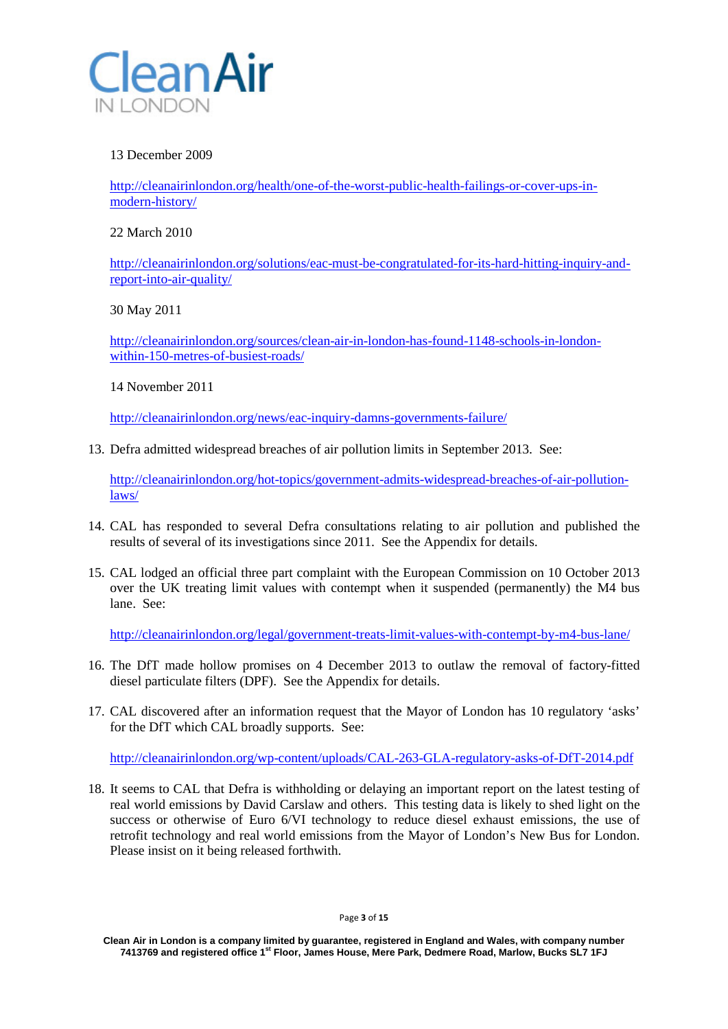13 December 2009

http://cleanairinlondon.org/health/one-of-the-worst-public-health-failings-or-cover-ups-in-modern-history/

22 March 2010

http://cleanairinlondon.org/solutions/eac-must-be-congratulated-for-its-hard-hitting-inquiry-and-report-into-air-quality/

30 May 2011

http://cleanairinlondon.org/sources/clean-air-in-london-has-found-1148-schools-in-london-within-150-metres-of-busiest-roads/

14 November 2011

http://cleanairinlondon.org/news/eac-inquiry-damns-governments-failure/

13. Defra admitted widespread breaches of air pollution limits in September 2013. See:

    http://cleanairinlondon.org/hot-topics/government-admits-widespread-breaches-of-air-pollution-laws/

14. CAL has responded to several Defra consultations relating to air pollution and published the results of several of its investigations since 2011. See the Appendix for details.

15. CAL lodged an official three part complaint with the European Commission on 10 October 2013 over the UK treating limit values with contempt when it suspended (permanently) the M4 bus lane. See:

    http://cleanairinlondon.org/legal/government-treats-limit-values-with-contempt-by-m4-bus-lane/

16. The DfT made hollow promises on 4 December 2013 to outlaw the removal of factory-fitted diesel particulate filters (DPF). See the Appendix for details.

17. CAL discovered after an information request that the Mayor of London has 10 regulatory 'asks' for the DfT which CAL broadly supports. See:

    http://cleanairinlondon.org/wp-content/uploads/CAL-263-GLA-regulatory-asks-of-DfT-2014.pdf

18. It seems to CAL that Defra is withholding or delaying an important report on the latest testing of real world emissions by David Carslaw and others. This testing data is likely to shed light on the success or otherwise of Euro 6/VI technology to reduce diesel exhaust emissions, the use of retrofit technology and real world emissions from the Mayor of London's New Bus for London. Please insist on it being released forthwith.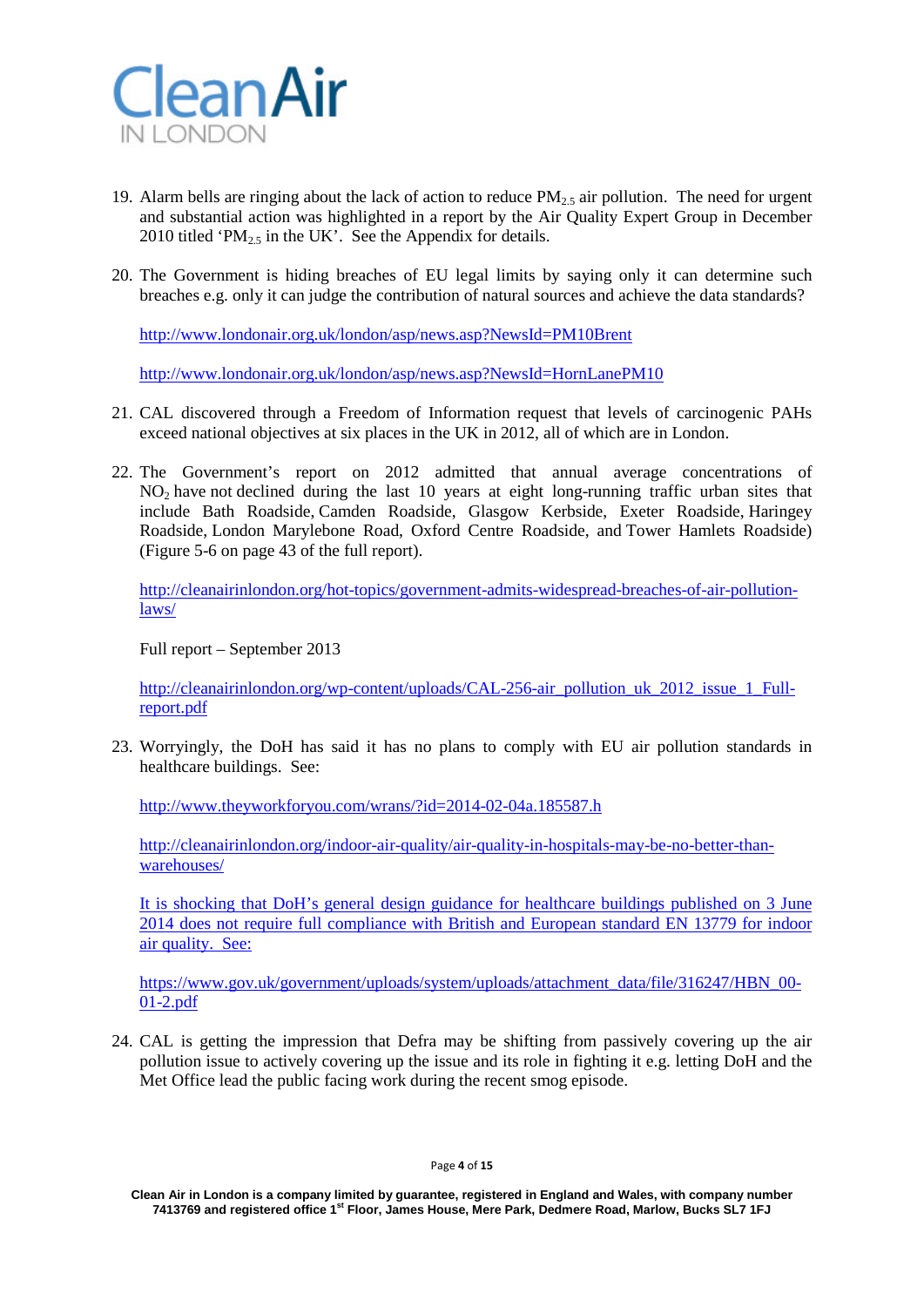19. Alarm bells are ringing about the lack of action to reduce $PM_{2.5}$ air pollution. The need for urgent and substantial action was highlighted in a report by the Air Quality Expert Group in December 2010 titled '$PM_{2.5}$ in the UK'. See the Appendix for details.

20. The Government is hiding breaches of EU legal limits by saying only it can determine such breaches e.g. only it can judge the contribution of natural sources and achieve the data standards?

    http://www.londonair.org.uk/london/asp/news.asp?NewsId=PM10Brent

    http://www.londonair.org.uk/london/asp/news.asp?NewsId=HornLanePM10

21. CAL discovered through a Freedom of Information request that levels of carcinogenic PAHs exceed national objectives at six places in the UK in 2012, all of which are in London.

22. The Government's report on 2012 admitted that annual average concentrations of $NO_2$ have not declined during the last 10 years at eight long-running traffic urban sites that include Bath Roadside, Camden Roadside, Glasgow Kerbside, Exeter Roadside, Haringey Roadside, London Marylebone Road, Oxford Centre Roadside, and Tower Hamlets Roadside) (Figure 5-6 on page 43 of the full report).

    http://cleanairinlondon.org/hot-topics/government-admits-widespread-breaches-of-air-pollution-laws/

    Full report – September 2013

    http://cleanairinlondon.org/wp-content/uploads/CAL-256-air_pollution_uk_2012_issue_1_Full-report.pdf

23. Worryingly, the DoH has said it has no plans to comply with EU air pollution standards in healthcare buildings. See:

    http://www.theyworkforyou.com/wrans/?id=2014-02-04a.185587.h

    http://cleanairinlondon.org/indoor-air-quality/air-quality-in-hospitals-may-be-no-better-than-warehouses/

    It is shocking that DoH's general design guidance for healthcare buildings published on 3 June 2014 does not require full compliance with British and European standard EN 13779 for indoor air quality. See:

    https://www.gov.uk/government/uploads/system/uploads/attachment_data/file/316247/HBN_00-01-2.pdf

24. CAL is getting the impression that Defra may be shifting from passively covering up the air pollution issue to actively covering up the issue and its role in fighting it e.g. letting DoH and the Met Office lead the public facing work during the recent smog episode.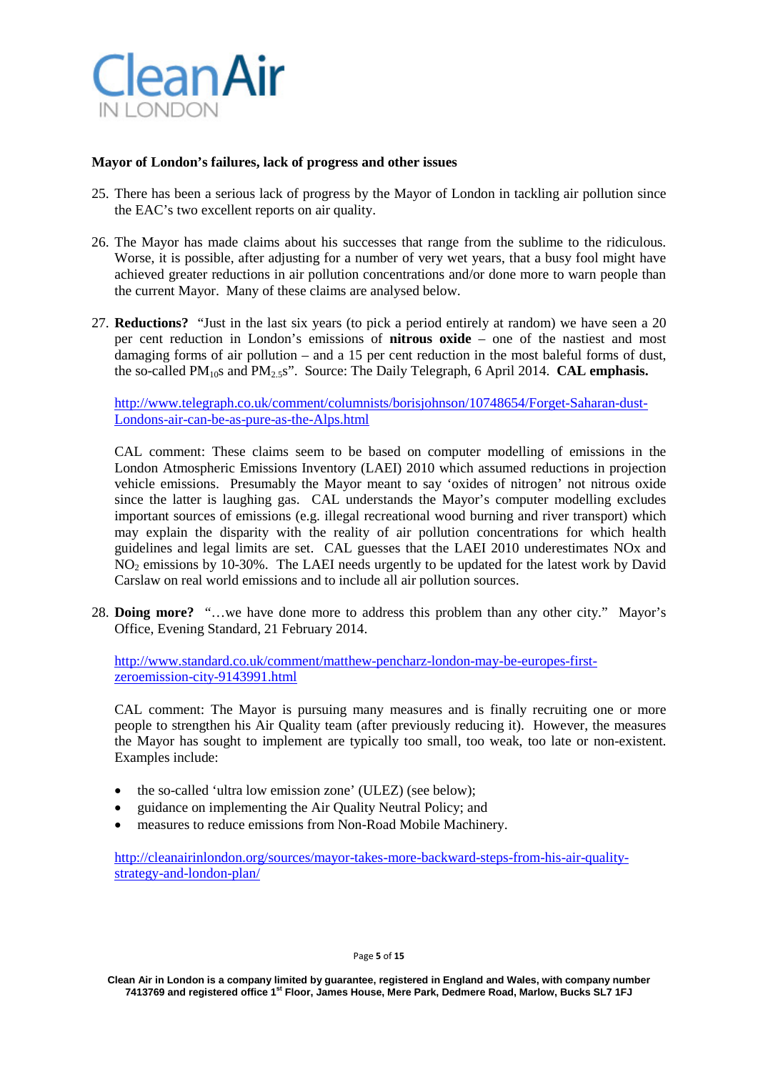**Mayor of London's failures, lack of progress and other issues**

25. There has been a serious lack of progress by the Mayor of London in tackling air pollution since the EAC's two excellent reports on air quality.

26. The Mayor has made claims about his successes that range from the sublime to the ridiculous. Worse, it is possible, after adjusting for a number of very wet years, that a busy fool might have achieved greater reductions in air pollution concentrations and/or done more to warn people than the current Mayor. Many of these claims are analysed below.

27. **Reductions?** "Just in the last six years (to pick a period entirely at random) we have seen a 20 per cent reduction in London's emissions of **nitrous oxide** – one of the nastiest and most damaging forms of air pollution – and a 15 per cent reduction in the most baleful forms of dust, the so-called $PM_{10}$s and $PM_{2.5}$s". Source: The Daily Telegraph, 6 April 2014. **CAL emphasis.**

   http://www.telegraph.co.uk/comment/columnists/borisjohnson/10748654/Forget-Saharan-dust-Londons-air-can-be-as-pure-as-the-Alps.html

   CAL comment: These claims seem to be based on computer modelling of emissions in the London Atmospheric Emissions Inventory (LAEI) 2010 which assumed reductions in projection vehicle emissions. Presumably the Mayor meant to say 'oxides of nitrogen' not nitrous oxide since the latter is laughing gas. CAL understands the Mayor's computer modelling excludes important sources of emissions (e.g. illegal recreational wood burning and river transport) which may explain the disparity with the reality of air pollution concentrations for which health guidelines and legal limits are set. CAL guesses that the LAEI 2010 underestimates NOx and $NO_2$ emissions by 10-30%. The LAEI needs urgently to be updated for the latest work by David Carslaw on real world emissions and to include all air pollution sources.

28. **Doing more?** "…we have done more to address this problem than any other city." Mayor's Office, Evening Standard, 21 February 2014.

   http://www.standard.co.uk/comment/matthew-pencharz-london-may-be-europes-first-zeroemission-city-9143991.html

   CAL comment: The Mayor is pursuing many measures and is finally recruiting one or more people to strengthen his Air Quality team (after previously reducing it). However, the measures the Mayor has sought to implement are typically too small, too weak, too late or non-existent. Examples include:

   - the so-called 'ultra low emission zone' (ULEZ) (see below);
   - guidance on implementing the Air Quality Neutral Policy; and
   - measures to reduce emissions from Non-Road Mobile Machinery.

   http://cleanairinlondon.org/sources/mayor-takes-more-backward-steps-from-his-air-quality-strategy-and-london-plan/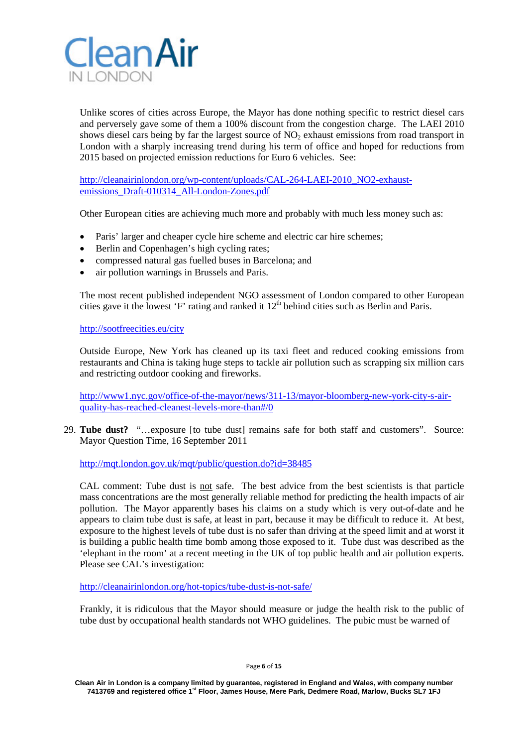Unlike scores of cities across Europe, the Mayor has done nothing specific to restrict diesel cars and perversely gave some of them a 100% discount from the congestion charge. The LAEI 2010 shows diesel cars being by far the largest source of $NO_2$ exhaust emissions from road transport in London with a sharply increasing trend during his term of office and hoped for reductions from 2015 based on projected emission reductions for Euro 6 vehicles. See:

http://cleanairinlondon.org/wp-content/uploads/CAL-264-LAEI-2010_NO2-exhaust-emissions_Draft-010314_All-London-Zones.pdf

Other European cities are achieving much more and probably with much less money such as:

- Paris' larger and cheaper cycle hire scheme and electric car hire schemes;
- Berlin and Copenhagen's high cycling rates;
- compressed natural gas fuelled buses in Barcelona; and
- air pollution warnings in Brussels and Paris.

The most recent published independent NGO assessment of London compared to other European cities gave it the lowest 'F' rating and ranked it 12th behind cities such as Berlin and Paris.

http://sootfreecities.eu/city

Outside Europe, New York has cleaned up its taxi fleet and reduced cooking emissions from restaurants and China is taking huge steps to tackle air pollution such as scrapping six million cars and restricting outdoor cooking and fireworks.

http://www1.nyc.gov/office-of-the-mayor/news/311-13/mayor-bloomberg-new-york-city-s-air-quality-has-reached-cleanest-levels-more-than#/0

29. **Tube dust?** "…exposure [to tube dust] remains safe for both staff and customers". Source: Mayor Question Time, 16 September 2011

    http://mqt.london.gov.uk/mqt/public/question.do?id=38485

    CAL comment: Tube dust is not safe. The best advice from the best scientists is that particle mass concentrations are the most generally reliable method for predicting the health impacts of air pollution. The Mayor apparently bases his claims on a study which is very out-of-date and he appears to claim tube dust is safe, at least in part, because it may be difficult to reduce it. At best, exposure to the highest levels of tube dust is no safer than driving at the speed limit and at worst it is building a public health time bomb among those exposed to it. Tube dust was described as the 'elephant in the room' at a recent meeting in the UK of top public health and air pollution experts. Please see CAL's investigation:

    http://cleanairinlondon.org/hot-topics/tube-dust-is-not-safe/

    Frankly, it is ridiculous that the Mayor should measure or judge the health risk to the public of tube dust by occupational health standards not WHO guidelines. The pubic must be warned of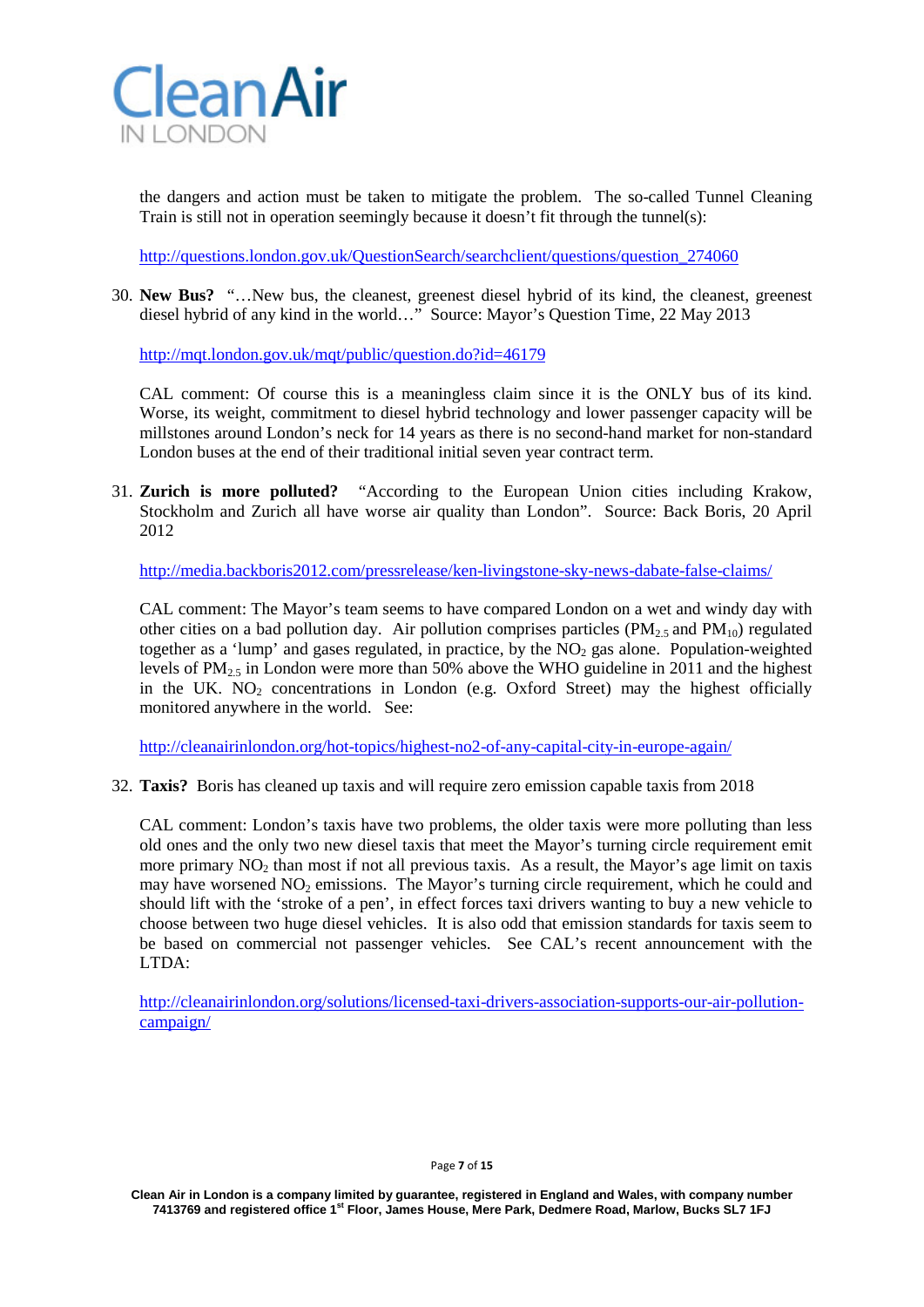the dangers and action must be taken to mitigate the problem. The so-called Tunnel Cleaning Train is still not in operation seemingly because it doesn't fit through the tunnel(s):

http://questions.london.gov.uk/QuestionSearch/searchclient/questions/question_274060

30. **New Bus?** "…New bus, the cleanest, greenest diesel hybrid of its kind, the cleanest, greenest diesel hybrid of any kind in the world…" Source: Mayor's Question Time, 22 May 2013

    http://mqt.london.gov.uk/mqt/public/question.do?id=46179

    CAL comment: Of course this is a meaningless claim since it is the ONLY bus of its kind. Worse, its weight, commitment to diesel hybrid technology and lower passenger capacity will be millstones around London's neck for 14 years as there is no second-hand market for non-standard London buses at the end of their traditional initial seven year contract term.

31. **Zurich is more polluted?** "According to the European Union cities including Krakow, Stockholm and Zurich all have worse air quality than London". Source: Back Boris, 20 April 2012

    http://media.backboris2012.com/pressrelease/ken-livingstone-sky-news-dabate-false-claims/

    CAL comment: The Mayor's team seems to have compared London on a wet and windy day with other cities on a bad pollution day. Air pollution comprises particles ($PM_{2.5}$ and $PM_{10}$) regulated together as a 'lump' and gases regulated, in practice, by the $NO_2$ gas alone. Population-weighted levels of $PM_{2.5}$ in London were more than 50% above the WHO guideline in 2011 and the highest in the UK. $NO_2$ concentrations in London (e.g. Oxford Street) may the highest officially monitored anywhere in the world. See:

    http://cleanairinlondon.org/hot-topics/highest-no2-of-any-capital-city-in-europe-again/

32. **Taxis?** Boris has cleaned up taxis and will require zero emission capable taxis from 2018

    CAL comment: London's taxis have two problems, the older taxis were more polluting than less old ones and the only two new diesel taxis that meet the Mayor's turning circle requirement emit more primary $NO_2$ than most if not all previous taxis. As a result, the Mayor's age limit on taxis may have worsened $NO_2$ emissions. The Mayor's turning circle requirement, which he could and should lift with the 'stroke of a pen', in effect forces taxi drivers wanting to buy a new vehicle to choose between two huge diesel vehicles. It is also odd that emission standards for taxis seem to be based on commercial not passenger vehicles. See CAL's recent announcement with the LTDA:

    http://cleanairinlondon.org/solutions/licensed-taxi-drivers-association-supports-our-air-pollution-campaign/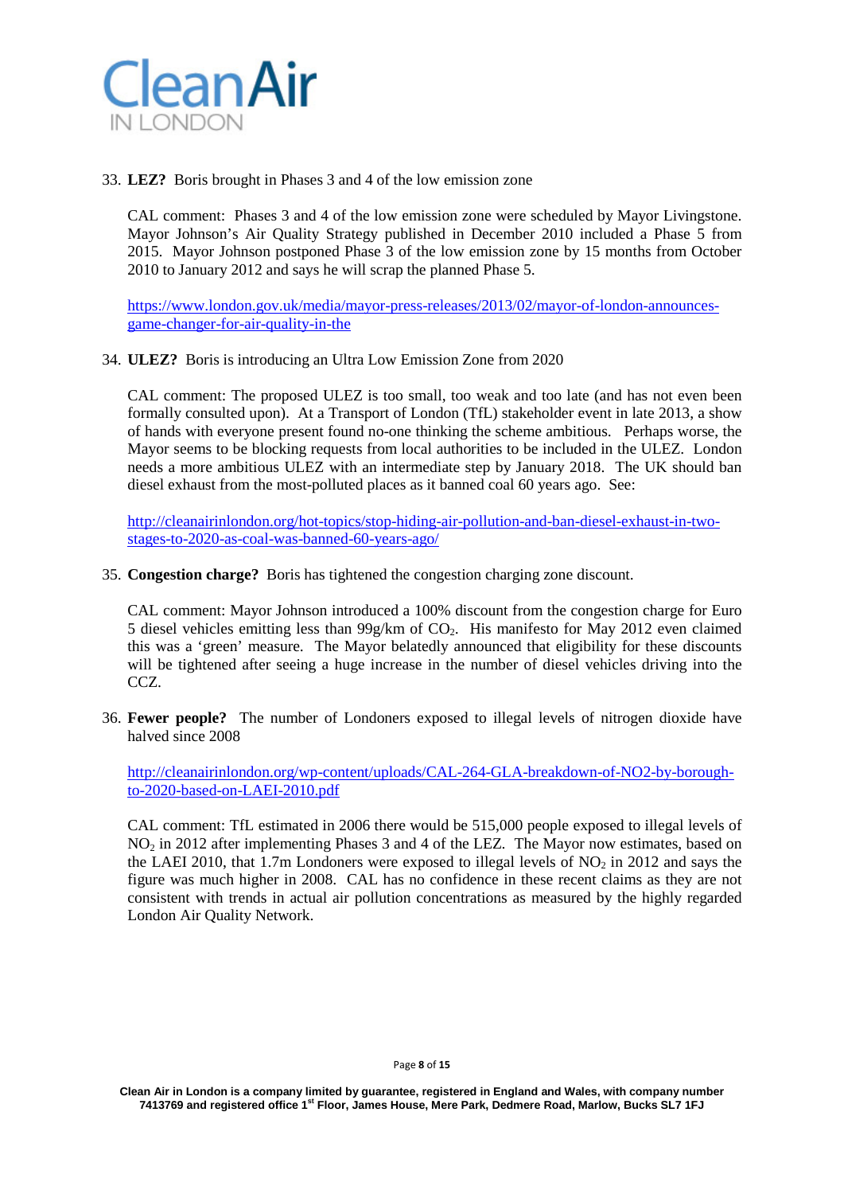33. **LEZ?** Boris brought in Phases 3 and 4 of the low emission zone

    CAL comment: Phases 3 and 4 of the low emission zone were scheduled by Mayor Livingstone. Mayor Johnson's Air Quality Strategy published in December 2010 included a Phase 5 from 2015. Mayor Johnson postponed Phase 3 of the low emission zone by 15 months from October 2010 to January 2012 and says he will scrap the planned Phase 5.

    [https://www.london.gov.uk/media/mayor-press-releases/2013/02/mayor-of-london-announces-game-changer-for-air-quality-in-the](https://www.london.gov.uk/media/mayor-press-releases/2013/02/mayor-of-london-announces-game-changer-for-air-quality-in-the)

34. **ULEZ?** Boris is introducing an Ultra Low Emission Zone from 2020

    CAL comment: The proposed ULEZ is too small, too weak and too late (and has not even been formally consulted upon). At a Transport of London (TfL) stakeholder event in late 2013, a show of hands with everyone present found no-one thinking the scheme ambitious. Perhaps worse, the Mayor seems to be blocking requests from local authorities to be included in the ULEZ. London needs a more ambitious ULEZ with an intermediate step by January 2018. The UK should ban diesel exhaust from the most-polluted places as it banned coal 60 years ago. See:

    [http://cleanairinlondon.org/hot-topics/stop-hiding-air-pollution-and-ban-diesel-exhaust-in-two-stages-to-2020-as-coal-was-banned-60-years-ago/](http://cleanairinlondon.org/hot-topics/stop-hiding-air-pollution-and-ban-diesel-exhaust-in-two-stages-to-2020-as-coal-was-banned-60-years-ago/)

35. **Congestion charge?** Boris has tightened the congestion charging zone discount.

    CAL comment: Mayor Johnson introduced a 100% discount from the congestion charge for Euro 5 diesel vehicles emitting less than 99g/km of $CO_2$. His manifesto for May 2012 even claimed this was a 'green' measure. The Mayor belatedly announced that eligibility for these discounts will be tightened after seeing a huge increase in the number of diesel vehicles driving into the CCZ.

36. **Fewer people?** The number of Londoners exposed to illegal levels of nitrogen dioxide have halved since 2008

    [http://cleanairinlondon.org/wp-content/uploads/CAL-264-GLA-breakdown-of-NO2-by-borough-to-2020-based-on-LAEI-2010.pdf](http://cleanairinlondon.org/wp-content/uploads/CAL-264-GLA-breakdown-of-NO2-by-borough-to-2020-based-on-LAEI-2010.pdf)

    CAL comment: TfL estimated in 2006 there would be 515,000 people exposed to illegal levels of $NO_2$ in 2012 after implementing Phases 3 and 4 of the LEZ. The Mayor now estimates, based on the LAEI 2010, that 1.7m Londoners were exposed to illegal levels of $NO_2$ in 2012 and says the figure was much higher in 2008. CAL has no confidence in these recent claims as they are not consistent with trends in actual air pollution concentrations as measured by the highly regarded London Air Quality Network.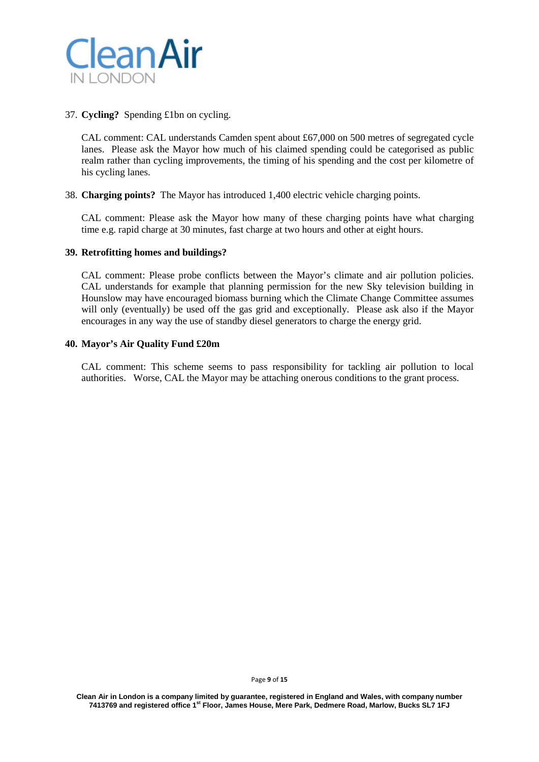37. **Cycling?** Spending £1bn on cycling.

    CAL comment: CAL understands Camden spent about £67,000 on 500 metres of segregated cycle lanes. Please ask the Mayor how much of his claimed spending could be categorised as public realm rather than cycling improvements, the timing of his spending and the cost per kilometre of his cycling lanes.

38. **Charging points?** The Mayor has introduced 1,400 electric vehicle charging points.

    CAL comment: Please ask the Mayor how many of these charging points have what charging time e.g. rapid charge at 30 minutes, fast charge at two hours and other at eight hours.

**39. Retrofitting homes and buildings?**

CAL comment: Please probe conflicts between the Mayor's climate and air pollution policies. CAL understands for example that planning permission for the new Sky television building in Hounslow may have encouraged biomass burning which the Climate Change Committee assumes will only (eventually) be used off the gas grid and exceptionally. Please ask also if the Mayor encourages in any way the use of standby diesel generators to charge the energy grid.

**40. Mayor's Air Quality Fund £20m**

CAL comment: This scheme seems to pass responsibility for tackling air pollution to local authorities. Worse, CAL the Mayor may be attaching onerous conditions to the grant process.

Clean Air in London is a company limited by guarantee, registered in England and Wales, with company number 7413769 and registered office 1st Floor, James House, Mere Park, Dedmere Road, Marlow, Bucks SL7 1FJ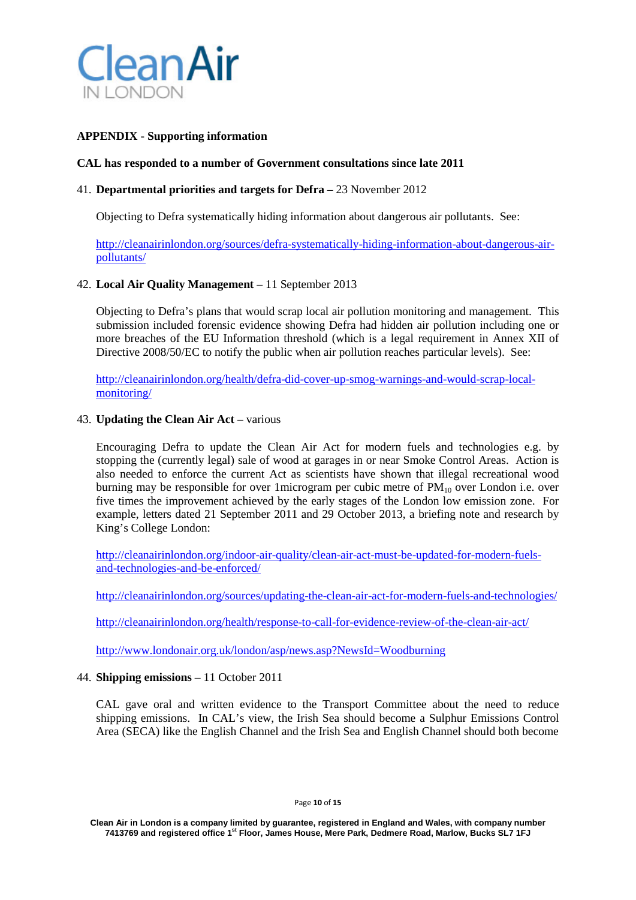**APPENDIX - Supporting information**

**CAL has responded to a number of Government consultations since late 2011**

41. **Departmental priorities and targets for Defra** – 23 November 2012

    Objecting to Defra systematically hiding information about dangerous air pollutants. See:

    http://cleanairinlondon.org/sources/defra-systematically-hiding-information-about-dangerous-air-pollutants/

42. **Local Air Quality Management** – 11 September 2013

    Objecting to Defra's plans that would scrap local air pollution monitoring and management. This submission included forensic evidence showing Defra had hidden air pollution including one or more breaches of the EU Information threshold (which is a legal requirement in Annex XII of Directive 2008/50/EC to notify the public when air pollution reaches particular levels). See:

    http://cleanairinlondon.org/health/defra-did-cover-up-smog-warnings-and-would-scrap-local-monitoring/

43. **Updating the Clean Air Act** – various

    Encouraging Defra to update the Clean Air Act for modern fuels and technologies e.g. by stopping the (currently legal) sale of wood at garages in or near Smoke Control Areas. Action is also needed to enforce the current Act as scientists have shown that illegal recreational wood burning may be responsible for over 1microgram per cubic metre of $PM_{10}$ over London i.e. over five times the improvement achieved by the early stages of the London low emission zone. For example, letters dated 21 September 2011 and 29 October 2013, a briefing note and research by King's College London:

    http://cleanairinlondon.org/indoor-air-quality/clean-air-act-must-be-updated-for-modern-fuels-and-technologies-and-be-enforced/

    http://cleanairinlondon.org/sources/updating-the-clean-air-act-for-modern-fuels-and-technologies/

    http://cleanairinlondon.org/health/response-to-call-for-evidence-review-of-the-clean-air-act/

    http://www.londonair.org.uk/london/asp/news.asp?NewsId=Woodburning

44. **Shipping emissions** – 11 October 2011

    CAL gave oral and written evidence to the Transport Committee about the need to reduce shipping emissions. In CAL's view, the Irish Sea should become a Sulphur Emissions Control Area (SECA) like the English Channel and the Irish Sea and English Channel should both become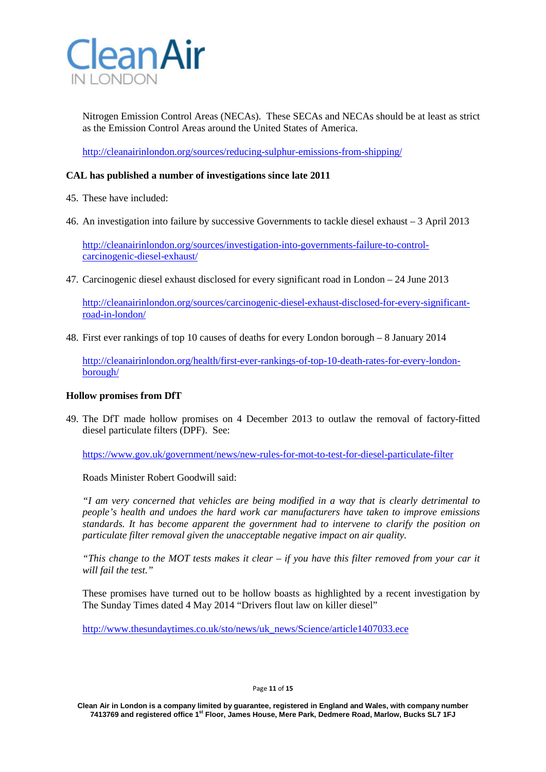Nitrogen Emission Control Areas (NECAs). These SECAs and NECAs should be at least as strict as the Emission Control Areas around the United States of America.

http://cleanairinlondon.org/sources/reducing-sulphur-emissions-from-shipping/

**CAL has published a number of investigations since late 2011**

45. These have included:

46. An investigation into failure by successive Governments to tackle diesel exhaust – 3 April 2013

    http://cleanairinlondon.org/sources/investigation-into-governments-failure-to-control-carcinogenic-diesel-exhaust/

47. Carcinogenic diesel exhaust disclosed for every significant road in London – 24 June 2013

    http://cleanairinlondon.org/sources/carcinogenic-diesel-exhaust-disclosed-for-every-significant-road-in-london/

48. First ever rankings of top 10 causes of deaths for every London borough – 8 January 2014

    http://cleanairinlondon.org/health/first-ever-rankings-of-top-10-death-rates-for-every-london-borough/

**Hollow promises from DfT**

49. The DfT made hollow promises on 4 December 2013 to outlaw the removal of factory-fitted diesel particulate filters (DPF). See:

    https://www.gov.uk/government/news/new-rules-for-mot-to-test-for-diesel-particulate-filter

    Roads Minister Robert Goodwill said:

    *"I am very concerned that vehicles are being modified in a way that is clearly detrimental to people's health and undoes the hard work car manufacturers have taken to improve emissions standards. It has become apparent the government had to intervene to clarify the position on particulate filter removal given the unacceptable negative impact on air quality.*

    *"This change to the MOT tests makes it clear – if you have this filter removed from your car it will fail the test."*

    These promises have turned out to be hollow boasts as highlighted by a recent investigation by The Sunday Times dated 4 May 2014 "Drivers flout law on killer diesel"

    http://www.thesundaytimes.co.uk/sto/news/uk_news/Science/article1407033.ece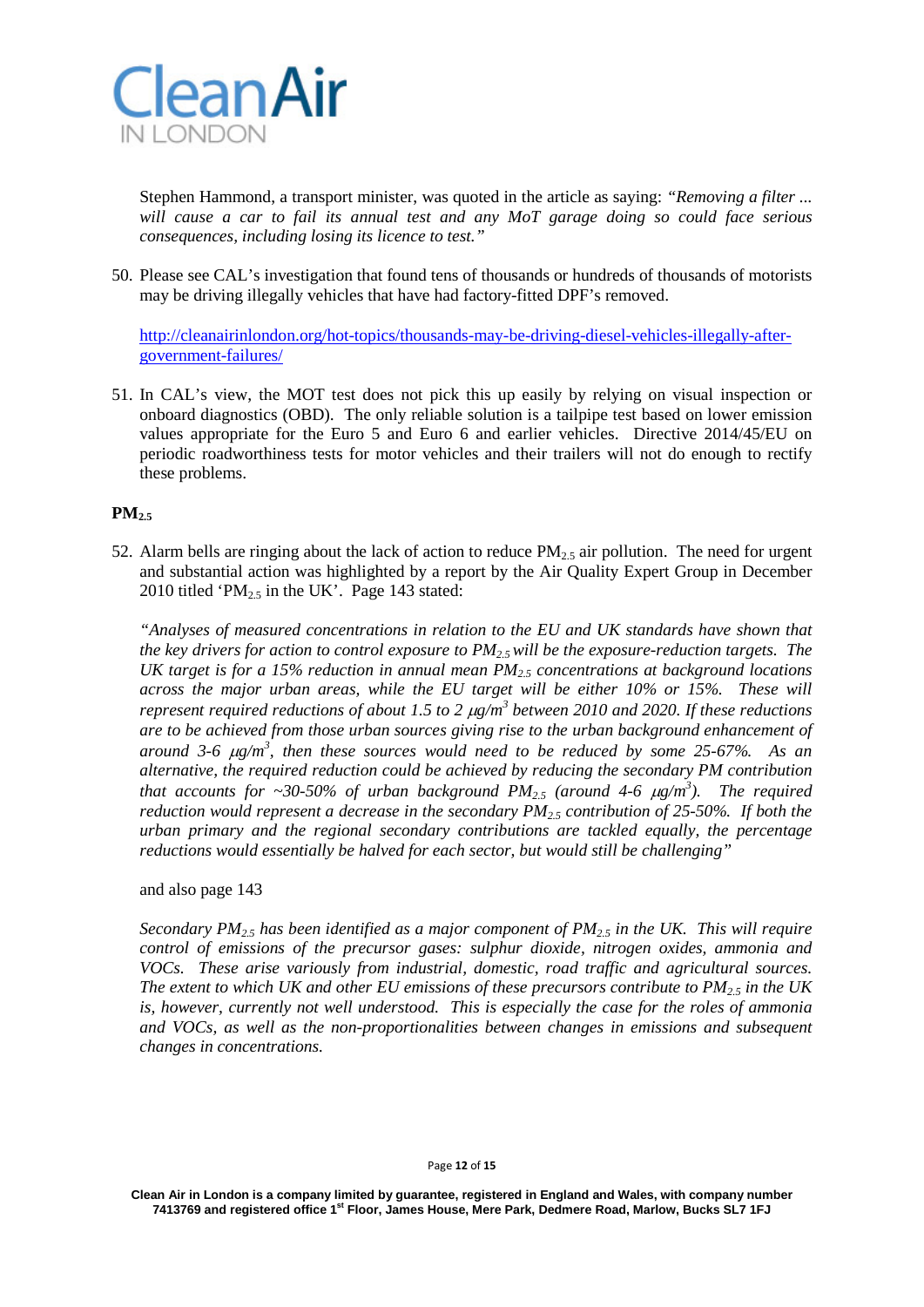Stephen Hammond, a transport minister, was quoted in the article as saying: *"Removing a filter ... will cause a car to fail its annual test and any MoT garage doing so could face serious consequences, including losing its licence to test."*

50. Please see CAL's investigation that found tens of thousands or hundreds of thousands of motorists may be driving illegally vehicles that have had factory-fitted DPF's removed.

    [http://cleanairinlondon.org/hot-topics/thousands-may-be-driving-diesel-vehicles-illegally-after-government-failures/](http://cleanairinlondon.org/hot-topics/thousands-may-be-driving-diesel-vehicles-illegally-after-government-failures/)

51. In CAL's view, the MOT test does not pick this up easily by relying on visual inspection or onboard diagnostics (OBD). The only reliable solution is a tailpipe test based on lower emission values appropriate for the Euro 5 and Euro 6 and earlier vehicles. Directive 2014/45/EU on periodic roadworthiness tests for motor vehicles and their trailers will not do enough to rectify these problems.

**$PM_{2.5}$**

52. Alarm bells are ringing about the lack of action to reduce $PM_{2.5}$ air pollution. The need for urgent and substantial action was highlighted by a report by the Air Quality Expert Group in December 2010 titled '$PM_{2.5}$ in the UK'. Page 143 stated:

    *"Analyses of measured concentrations in relation to the EU and UK standards have shown that the key drivers for action to control exposure to $PM_{2.5}$ will be the exposure-reduction targets. The UK target is for a 15% reduction in annual mean $PM_{2.5}$ concentrations at background locations across the major urban areas, while the EU target will be either 10% or 15%. These will represent required reductions of about 1.5 to 2 $\mu g/m^3$ between 2010 and 2020. If these reductions are to be achieved from those urban sources giving rise to the urban background enhancement of around 3-6 $\mu g/m^3$, then these sources would need to be reduced by some 25-67%. As an alternative, the required reduction could be achieved by reducing the secondary PM contribution that accounts for ~30-50% of urban background $PM_{2.5}$ (around 4-6 $\mu g/m^3$). The required reduction would represent a decrease in the secondary $PM_{2.5}$ contribution of 25-50%. If both the urban primary and the regional secondary contributions are tackled equally, the percentage reductions would essentially be halved for each sector, but would still be challenging"*

    and also page 143

    *Secondary $PM_{2.5}$ has been identified as a major component of $PM_{2.5}$ in the UK. This will require control of emissions of the precursor gases: sulphur dioxide, nitrogen oxides, ammonia and VOCs. These arise variously from industrial, domestic, road traffic and agricultural sources. The extent to which UK and other EU emissions of these precursors contribute to $PM_{2.5}$ in the UK is, however, currently not well understood. This is especially the case for the roles of ammonia and VOCs, as well as the non-proportionalities between changes in emissions and subsequent changes in concentrations.*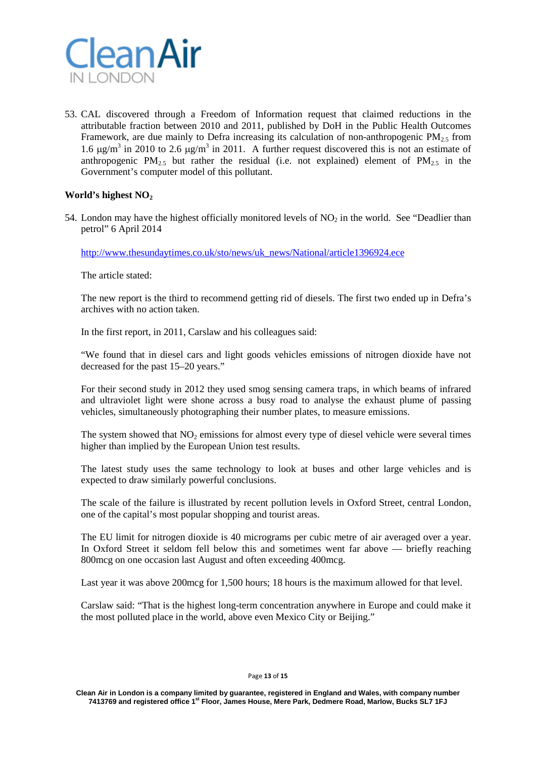53. CAL discovered through a Freedom of Information request that claimed reductions in the attributable fraction between 2010 and 2011, published by DoH in the Public Health Outcomes Framework, are due mainly to Defra increasing its calculation of non-anthropogenic $PM_{2.5}$ from 1.6 $\mu g/m^3$ in 2010 to 2.6 $\mu g/m^3$ in 2011. A further request discovered this is not an estimate of anthropogenic $PM_{2.5}$ but rather the residual (i.e. not explained) element of $PM_{2.5}$ in the Government's computer model of this pollutant.

**World's highest $NO_2$**

54. London may have the highest officially monitored levels of $NO_2$ in the world. See "Deadlier than petrol" 6 April 2014

    http://www.thesundaytimes.co.uk/sto/news/uk_news/National/article1396924.ece

    The article stated:

    The new report is the third to recommend getting rid of diesels. The first two ended up in Defra's archives with no action taken.

    In the first report, in 2011, Carslaw and his colleagues said:

    "We found that in diesel cars and light goods vehicles emissions of nitrogen dioxide have not decreased for the past 15–20 years."

    For their second study in 2012 they used smog sensing camera traps, in which beams of infrared and ultraviolet light were shone across a busy road to analyse the exhaust plume of passing vehicles, simultaneously photographing their number plates, to measure emissions.

    The system showed that $NO_2$ emissions for almost every type of diesel vehicle were several times higher than implied by the European Union test results.

    The latest study uses the same technology to look at buses and other large vehicles and is expected to draw similarly powerful conclusions.

    The scale of the failure is illustrated by recent pollution levels in Oxford Street, central London, one of the capital's most popular shopping and tourist areas.

    The EU limit for nitrogen dioxide is 40 micrograms per cubic metre of air averaged over a year. In Oxford Street it seldom fell below this and sometimes went far above — briefly reaching 800mcg on one occasion last August and often exceeding 400mcg.

    Last year it was above 200mcg for 1,500 hours; 18 hours is the maximum allowed for that level.

    Carslaw said: "That is the highest long-term concentration anywhere in Europe and could make it the most polluted place in the world, above even Mexico City or Beijing."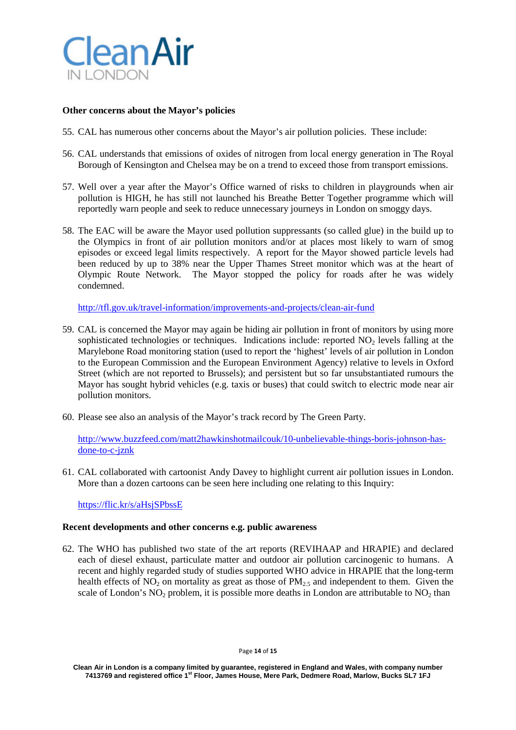**Other concerns about the Mayor's policies**

55. CAL has numerous other concerns about the Mayor's air pollution policies. These include:

56. CAL understands that emissions of oxides of nitrogen from local energy generation in The Royal Borough of Kensington and Chelsea may be on a trend to exceed those from transport emissions.

57. Well over a year after the Mayor's Office warned of risks to children in playgrounds when air pollution is HIGH, he has still not launched his Breathe Better Together programme which will reportedly warn people and seek to reduce unnecessary journeys in London on smoggy days.

58. The EAC will be aware the Mayor used pollution suppressants (so called glue) in the build up to the Olympics in front of air pollution monitors and/or at places most likely to warn of smog episodes or exceed legal limits respectively. A report for the Mayor showed particle levels had been reduced by up to 38% near the Upper Thames Street monitor which was at the heart of Olympic Route Network. The Mayor stopped the policy for roads after he was widely condemned.

    http://tfl.gov.uk/travel-information/improvements-and-projects/clean-air-fund

59. CAL is concerned the Mayor may again be hiding air pollution in front of monitors by using more sophisticated technologies or techniques. Indications include: reported $NO_2$ levels falling at the Marylebone Road monitoring station (used to report the 'highest' levels of air pollution in London to the European Commission and the European Environment Agency) relative to levels in Oxford Street (which are not reported to Brussels); and persistent but so far unsubstantiated rumours the Mayor has sought hybrid vehicles (e.g. taxis or buses) that could switch to electric mode near air pollution monitors.

60. Please see also an analysis of the Mayor's track record by The Green Party.

    http://www.buzzfeed.com/matt2hawkinshotmailcouk/10-unbelievable-things-boris-johnson-has-done-to-c-jznk

61. CAL collaborated with cartoonist Andy Davey to highlight current air pollution issues in London. More than a dozen cartoons can be seen here including one relating to this Inquiry:

    https://flic.kr/s/aHsjSPbssE

**Recent developments and other concerns e.g. public awareness**

62. The WHO has published two state of the art reports (REVIHAAP and HRAPIE) and declared each of diesel exhaust, particulate matter and outdoor air pollution carcinogenic to humans. A recent and highly regarded study of studies supported WHO advice in HRAPIE that the long-term health effects of $NO_2$ on mortality as great as those of $PM_{2.5}$ and independent to them. Given the scale of London's $NO_2$ problem, it is possible more deaths in London are attributable to $NO_2$ than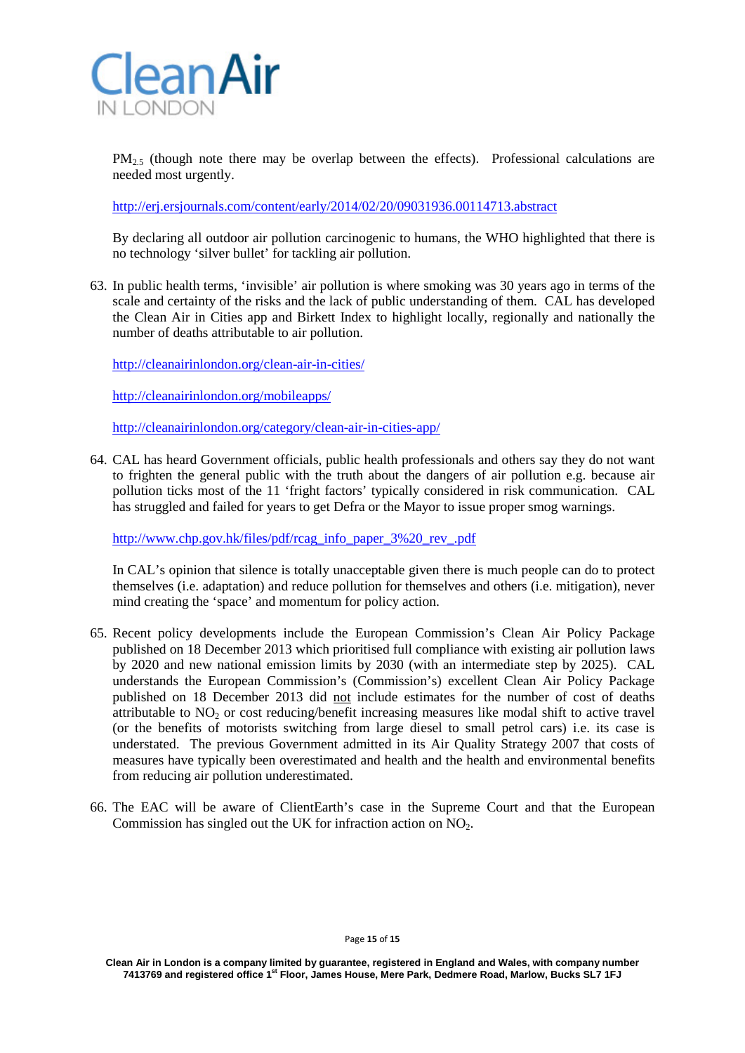$PM_{2.5}$ (though note there may be overlap between the effects). Professional calculations are needed most urgently.

http://erj.ersjournals.com/content/early/2014/02/20/09031936.00114713.abstract

By declaring all outdoor air pollution carcinogenic to humans, the WHO highlighted that there is no technology 'silver bullet' for tackling air pollution.

63. In public health terms, 'invisible' air pollution is where smoking was 30 years ago in terms of the scale and certainty of the risks and the lack of public understanding of them. CAL has developed the Clean Air in Cities app and Birkett Index to highlight locally, regionally and nationally the number of deaths attributable to air pollution.

    http://cleanairinlondon.org/clean-air-in-cities/

    http://cleanairinlondon.org/mobileapps/

    http://cleanairinlondon.org/category/clean-air-in-cities-app/

64. CAL has heard Government officials, public health professionals and others say they do not want to frighten the general public with the truth about the dangers of air pollution e.g. because air pollution ticks most of the 11 'fright factors' typically considered in risk communication. CAL has struggled and failed for years to get Defra or the Mayor to issue proper smog warnings.

    http://www.chp.gov.hk/files/pdf/rcag_info_paper_3%20_rev_.pdf

    In CAL's opinion that silence is totally unacceptable given there is much people can do to protect themselves (i.e. adaptation) and reduce pollution for themselves and others (i.e. mitigation), never mind creating the 'space' and momentum for policy action.

65. Recent policy developments include the European Commission's Clean Air Policy Package published on 18 December 2013 which prioritised full compliance with existing air pollution laws by 2020 and new national emission limits by 2030 (with an intermediate step by 2025). CAL understands the European Commission's (Commission's) excellent Clean Air Policy Package published on 18 December 2013 did not include estimates for the number of cost of deaths attributable to $NO_2$ or cost reducing/benefit increasing measures like modal shift to active travel (or the benefits of motorists switching from large diesel to small petrol cars) i.e. its case is understated. The previous Government admitted in its Air Quality Strategy 2007 that costs of measures have typically been overestimated and health and the health and environmental benefits from reducing air pollution underestimated.

66. The EAC will be aware of ClientEarth's case in the Supreme Court and that the European Commission has singled out the UK for infraction action on $NO_2$.

Clean Air in London is a company limited by guarantee, registered in England and Wales, with company number 7413769 and registered office 1st Floor, James House, Mere Park, Dedmere Road, Marlow, Bucks SL7 1FJ